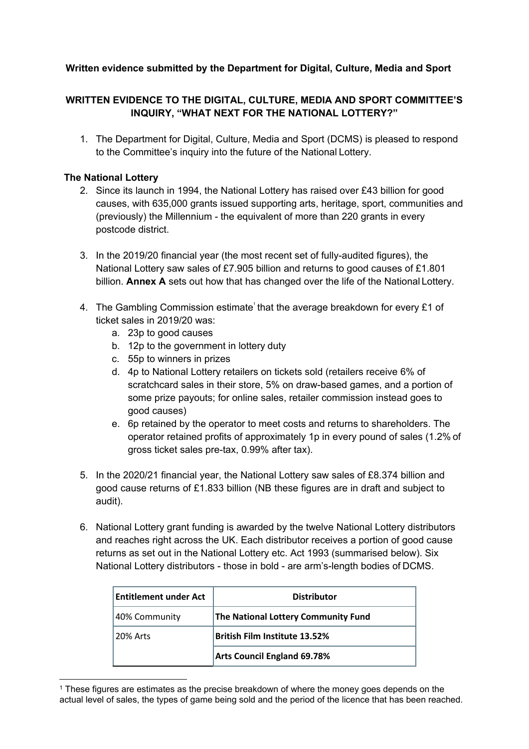**Written evidence submitted by the Department for Digital, Culture, Media and Sport**

**WRITTEN EVIDENCE TO THE DIGITAL, CULTURE, MEDIA AND SPORT COMMITTEE'S INQUIRY, "WHAT NEXT FOR THE NATIONAL LOTTERY?"**

1. The Department for Digital, Culture, Media and Sport (DCMS) is pleased to respond to the Committee's inquiry into the future of the National Lottery.

**The National Lottery**

2. Since its launch in 1994, the National Lottery has raised over £43 billion for good causes, with 635,000 grants issued supporting arts, heritage, sport, communities and (previously) the Millennium - the equivalent of more than 220 grants in every postcode district.

3. In the 2019/20 financial year (the most recent set of fully-audited figures), the National Lottery saw sales of £7.905 billion and returns to good causes of £1.801 billion. **Annex A** sets out how that has changed over the life of the National Lottery.

4. The Gambling Commission estimate[1] that the average breakdown for every £1 of ticket sales in 2019/20 was:
   a. 23p to good causes
   b. 12p to the government in lottery duty
   c. 55p to winners in prizes
   d. 4p to National Lottery retailers on tickets sold (retailers receive 6% of scratchcard sales in their store, 5% on draw-based games, and a portion of some prize payouts; for online sales, retailer commission instead goes to good causes)
   e. 6p retained by the operator to meet costs and returns to shareholders. The operator retained profits of approximately 1p in every pound of sales (1.2% of gross ticket sales pre-tax, 0.99% after tax).

5. In the 2020/21 financial year, the National Lottery saw sales of £8.374 billion and good cause returns of £1.833 billion (NB these figures are in draft and subject to audit).

6. National Lottery grant funding is awarded by the twelve National Lottery distributors and reaches right across the UK. Each distributor receives a portion of good cause returns as set out in the National Lottery etc. Act 1993 (summarised below). Six National Lottery distributors - those in bold - are arm's-length bodies of DCMS.

| Entitlement under Act | Distributor |
|---|---|
| 40% Community | **The National Lottery Community Fund** |
| 20% Arts | **British Film Institute 13.52%** |
| | **Arts Council England 69.78%** |

[1] These figures are estimates as the precise breakdown of where the money goes depends on the actual level of sales, the types of game being sold and the period of the licence that has been reached.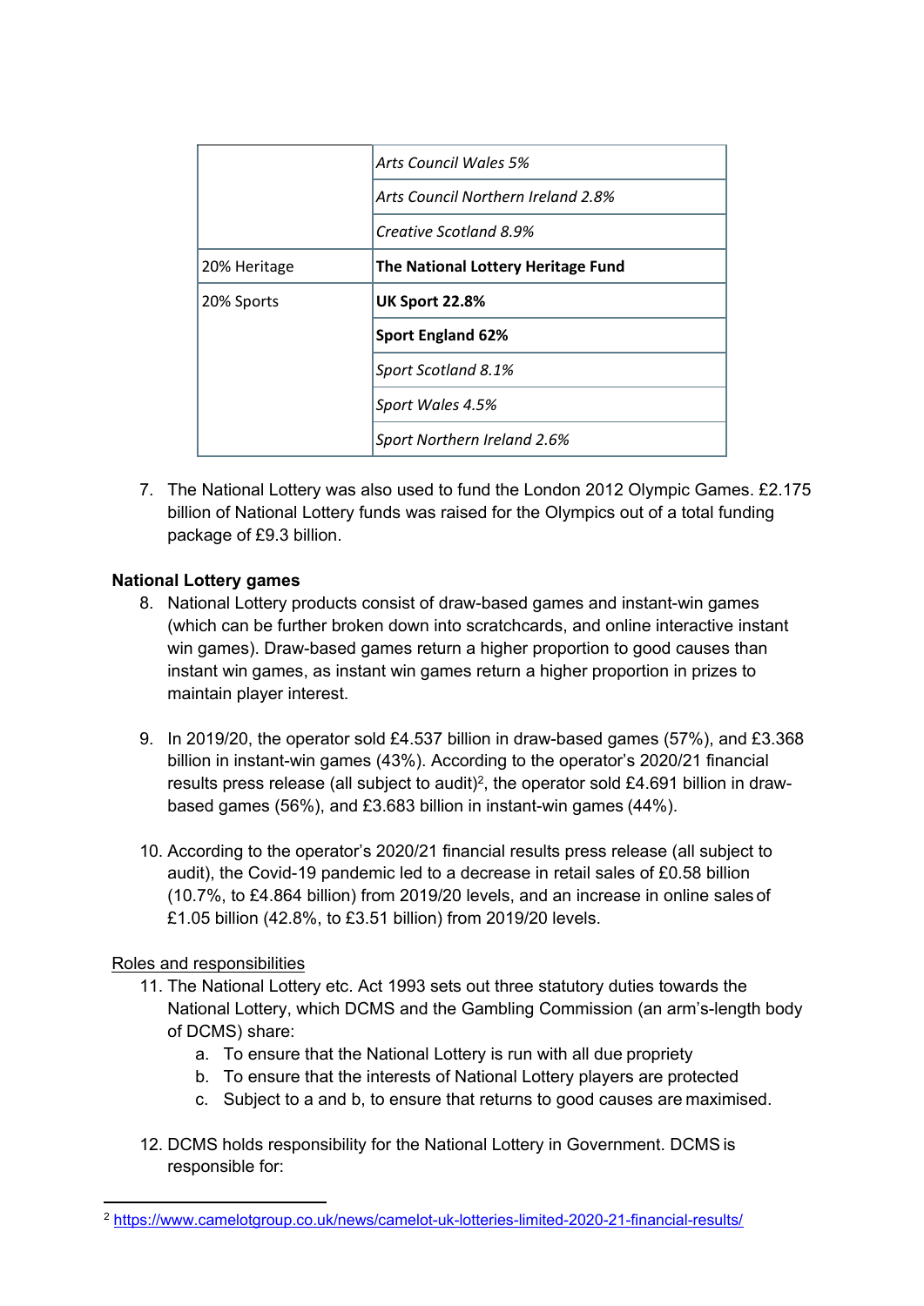| | |
|---|---|
| | *Arts Council Wales 5%* |
| | *Arts Council Northern Ireland 2.8%* |
| | *Creative Scotland 8.9%* |
| 20% Heritage | **The National Lottery Heritage Fund** |
| 20% Sports | **UK Sport 22.8%** |
| | **Sport England 62%** |
| | *Sport Scotland 8.1%* |
| | *Sport Wales 4.5%* |
| | *Sport Northern Ireland 2.6%* |

7. The National Lottery was also used to fund the London 2012 Olympic Games. £2.175 billion of National Lottery funds was raised for the Olympics out of a total funding package of £9.3 billion.

**National Lottery games**

8. National Lottery products consist of draw-based games and instant-win games (which can be further broken down into scratchcards, and online interactive instant win games). Draw-based games return a higher proportion to good causes than instant win games, as instant win games return a higher proportion in prizes to maintain player interest.

9. In 2019/20, the operator sold £4.537 billion in draw-based games (57%), and £3.368 billion in instant-win games (43%). According to the operator's 2020/21 financial results press release (all subject to audit)[2], the operator sold £4.691 billion in draw-based games (56%), and £3.683 billion in instant-win games (44%).

10. According to the operator's 2020/21 financial results press release (all subject to audit), the Covid-19 pandemic led to a decrease in retail sales of £0.58 billion (10.7%, to £4.864 billion) from 2019/20 levels, and an increase in online sales of £1.05 billion (42.8%, to £3.51 billion) from 2019/20 levels.

<u>Roles and responsibilities</u>

11. The National Lottery etc. Act 1993 sets out three statutory duties towards the National Lottery, which DCMS and the Gambling Commission (an arm's-length body of DCMS) share:
    a. To ensure that the National Lottery is run with all due propriety
    b. To ensure that the interests of National Lottery players are protected
    c. Subject to a and b, to ensure that returns to good causes are maximised.

12. DCMS holds responsibility for the National Lottery in Government. DCMS is responsible for:

[2] https://www.camelotgroup.co.uk/news/camelot-uk-lotteries-limited-2020-21-financial-results/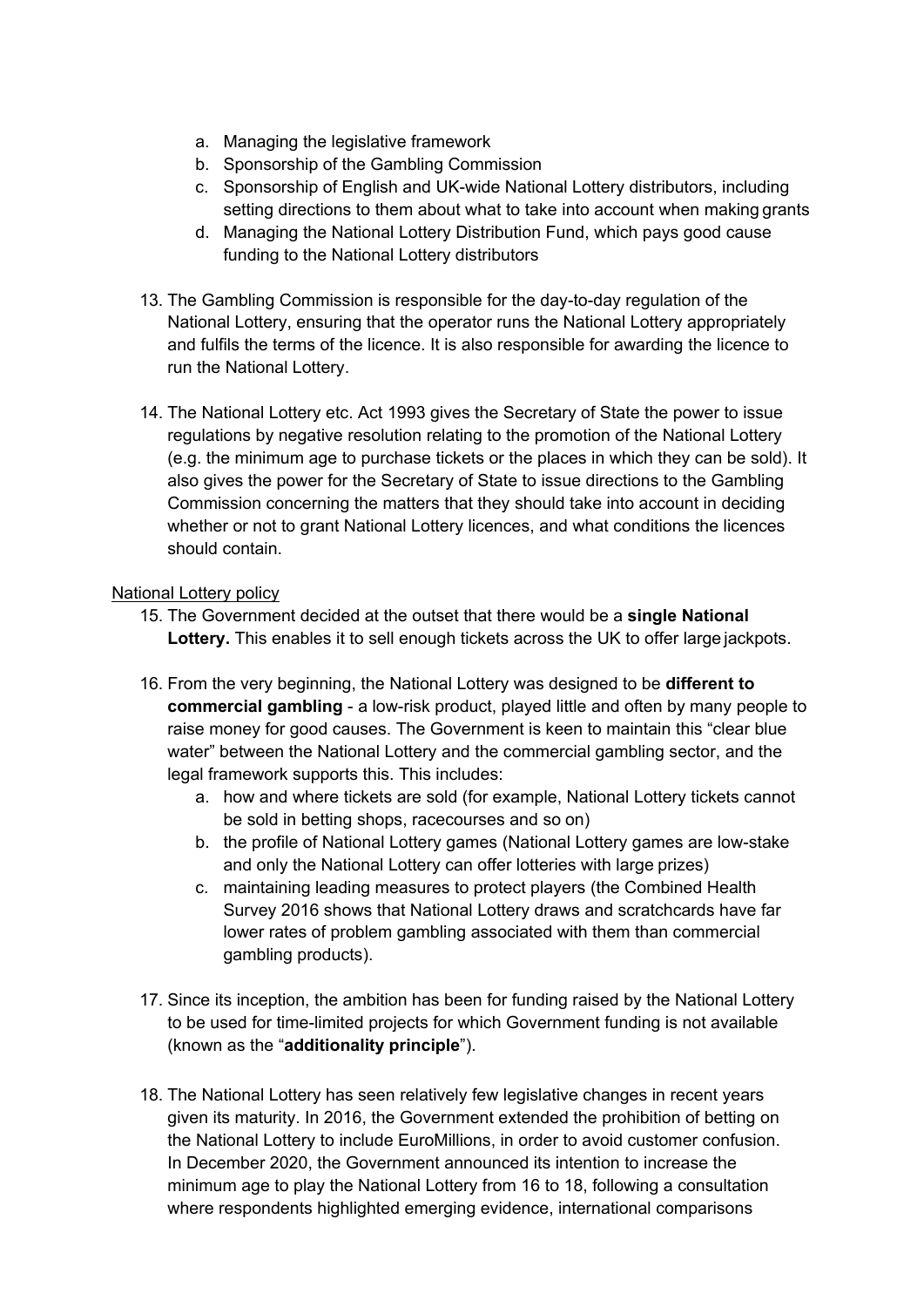a. Managing the legislative framework
b. Sponsorship of the Gambling Commission
c. Sponsorship of English and UK-wide National Lottery distributors, including setting directions to them about what to take into account when making grants
d. Managing the National Lottery Distribution Fund, which pays good cause funding to the National Lottery distributors

13. The Gambling Commission is responsible for the day-to-day regulation of the National Lottery, ensuring that the operator runs the National Lottery appropriately and fulfils the terms of the licence. It is also responsible for awarding the licence to run the National Lottery.

14. The National Lottery etc. Act 1993 gives the Secretary of State the power to issue regulations by negative resolution relating to the promotion of the National Lottery (e.g. the minimum age to purchase tickets or the places in which they can be sold). It also gives the power for the Secretary of State to issue directions to the Gambling Commission concerning the matters that they should take into account in deciding whether or not to grant National Lottery licences, and what conditions the licences should contain.

National Lottery policy

15. The Government decided at the outset that there would be a **single National Lottery.** This enables it to sell enough tickets across the UK to offer large jackpots.

16. From the very beginning, the National Lottery was designed to be **different to commercial gambling** - a low-risk product, played little and often by many people to raise money for good causes. The Government is keen to maintain this "clear blue water" between the National Lottery and the commercial gambling sector, and the legal framework supports this. This includes:
    a. how and where tickets are sold (for example, National Lottery tickets cannot be sold in betting shops, racecourses and so on)
    b. the profile of National Lottery games (National Lottery games are low-stake and only the National Lottery can offer lotteries with large prizes)
    c. maintaining leading measures to protect players (the Combined Health Survey 2016 shows that National Lottery draws and scratchcards have far lower rates of problem gambling associated with them than commercial gambling products).

17. Since its inception, the ambition has been for funding raised by the National Lottery to be used for time-limited projects for which Government funding is not available (known as the "**additionality principle**").

18. The National Lottery has seen relatively few legislative changes in recent years given its maturity. In 2016, the Government extended the prohibition of betting on the National Lottery to include EuroMillions, in order to avoid customer confusion. In December 2020, the Government announced its intention to increase the minimum age to play the National Lottery from 16 to 18, following a consultation where respondents highlighted emerging evidence, international comparisons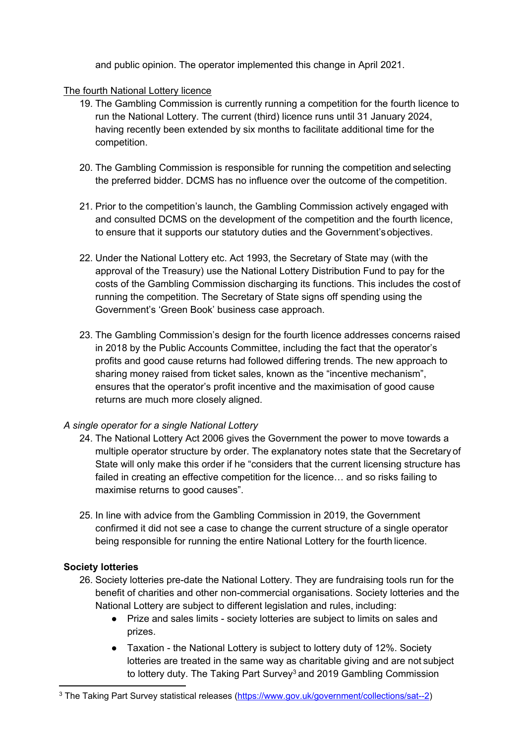and public opinion. The operator implemented this change in April 2021.

The fourth National Lottery licence

19. The Gambling Commission is currently running a competition for the fourth licence to run the National Lottery. The current (third) licence runs until 31 January 2024, having recently been extended by six months to facilitate additional time for the competition.

20. The Gambling Commission is responsible for running the competition and selecting the preferred bidder. DCMS has no influence over the outcome of the competition.

21. Prior to the competition's launch, the Gambling Commission actively engaged with and consulted DCMS on the development of the competition and the fourth licence, to ensure that it supports our statutory duties and the Government's objectives.

22. Under the National Lottery etc. Act 1993, the Secretary of State may (with the approval of the Treasury) use the National Lottery Distribution Fund to pay for the costs of the Gambling Commission discharging its functions. This includes the cost of running the competition. The Secretary of State signs off spending using the Government's 'Green Book' business case approach.

23. The Gambling Commission's design for the fourth licence addresses concerns raised in 2018 by the Public Accounts Committee, including the fact that the operator's profits and good cause returns had followed differing trends. The new approach to sharing money raised from ticket sales, known as the "incentive mechanism", ensures that the operator's profit incentive and the maximisation of good cause returns are much more closely aligned.

*A single operator for a single National Lottery*

24. The National Lottery Act 2006 gives the Government the power to move towards a multiple operator structure by order. The explanatory notes state that the Secretary of State will only make this order if he "considers that the current licensing structure has failed in creating an effective competition for the licence… and so risks failing to maximise returns to good causes".

25. In line with advice from the Gambling Commission in 2019, the Government confirmed it did not see a case to change the current structure of a single operator being responsible for running the entire National Lottery for the fourth licence.

**Society lotteries**

26. Society lotteries pre-date the National Lottery. They are fundraising tools run for the benefit of charities and other non-commercial organisations. Society lotteries and the National Lottery are subject to different legislation and rules, including:
    - Prize and sales limits - society lotteries are subject to limits on sales and prizes.
    - Taxation - the National Lottery is subject to lottery duty of 12%. Society lotteries are treated in the same way as charitable giving and are not subject to lottery duty. The Taking Part Survey[3] and 2019 Gambling Commission

[3] The Taking Part Survey statistical releases (https://www.gov.uk/government/collections/sat--2)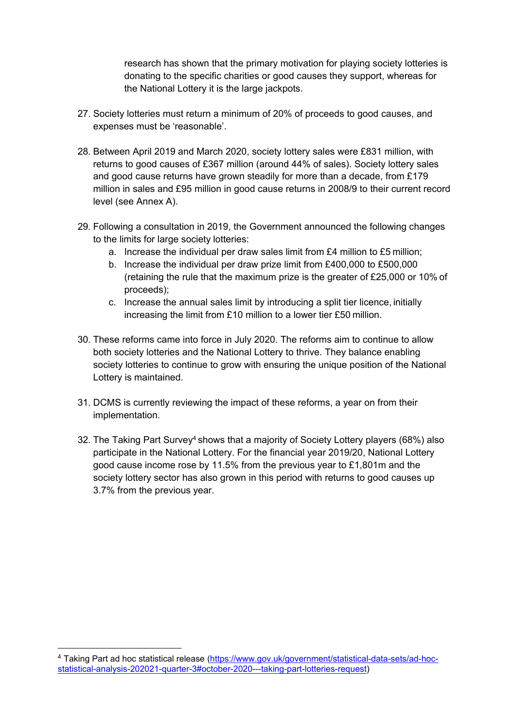research has shown that the primary motivation for playing society lotteries is donating to the specific charities or good causes they support, whereas for the National Lottery it is the large jackpots.

27. Society lotteries must return a minimum of 20% of proceeds to good causes, and expenses must be 'reasonable'.

28. Between April 2019 and March 2020, society lottery sales were £831 million, with returns to good causes of £367 million (around 44% of sales). Society lottery sales and good cause returns have grown steadily for more than a decade, from £179 million in sales and £95 million in good cause returns in 2008/9 to their current record level (see Annex A).

29. Following a consultation in 2019, the Government announced the following changes to the limits for large society lotteries:
    a. Increase the individual per draw sales limit from £4 million to £5 million;
    b. Increase the individual per draw prize limit from £400,000 to £500,000 (retaining the rule that the maximum prize is the greater of £25,000 or 10% of proceeds);
    c. Increase the annual sales limit by introducing a split tier licence, initially increasing the limit from £10 million to a lower tier £50 million.

30. These reforms came into force in July 2020. The reforms aim to continue to allow both society lotteries and the National Lottery to thrive. They balance enabling society lotteries to continue to grow with ensuring the unique position of the National Lottery is maintained.

31. DCMS is currently reviewing the impact of these reforms, a year on from their implementation.

32. The Taking Part Survey[4] shows that a majority of Society Lottery players (68%) also participate in the National Lottery. For the financial year 2019/20, National Lottery good cause income rose by 11.5% from the previous year to £1,801m and the society lottery sector has also grown in this period with returns to good causes up 3.7% from the previous year.

---

[4] Taking Part ad hoc statistical release (https://www.gov.uk/government/statistical-data-sets/ad-hoc-statistical-analysis-202021-quarter-3#october-2020---taking-part-lotteries-request)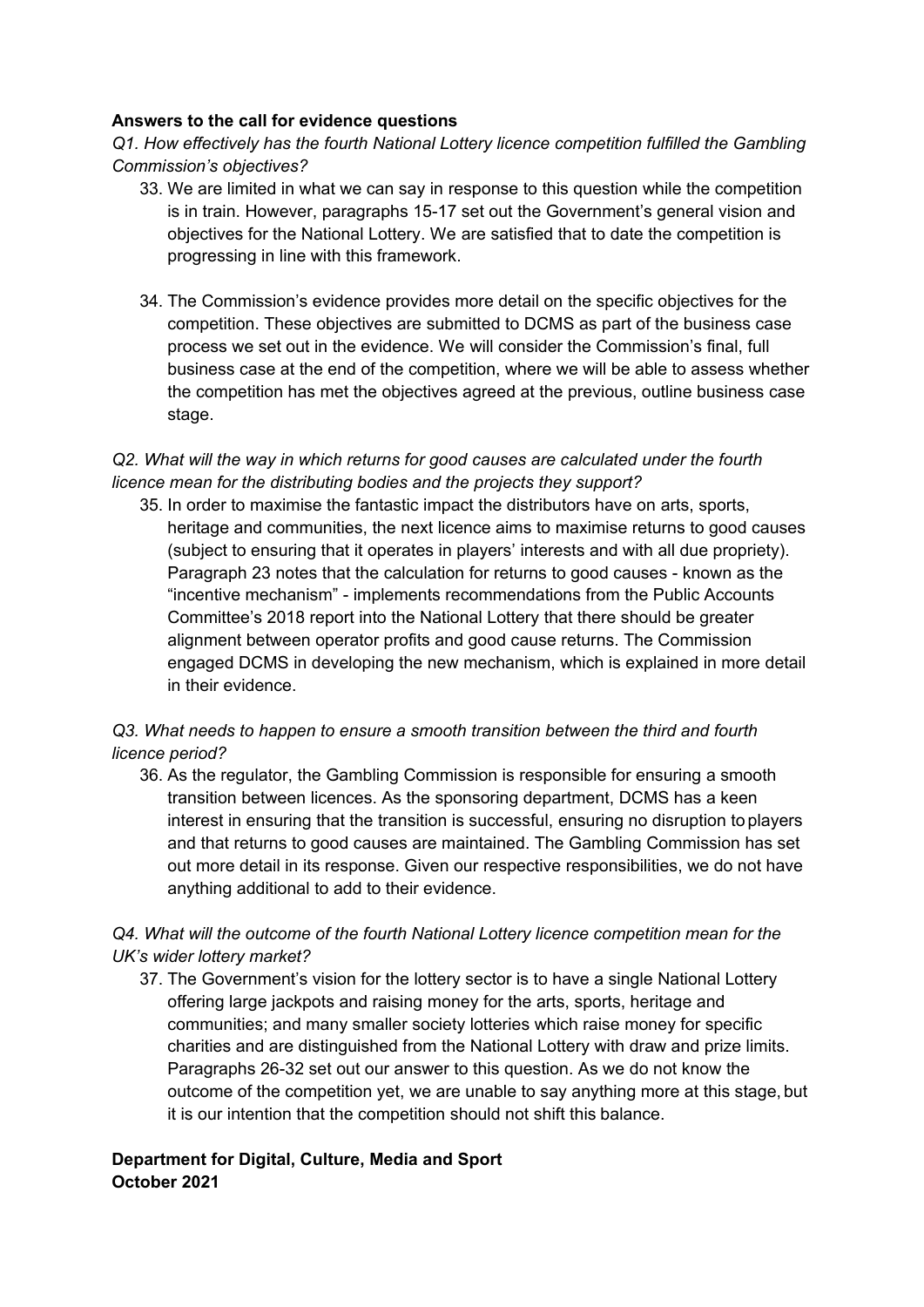**Answers to the call for evidence questions**

*Q1. How effectively has the fourth National Lottery licence competition fulfilled the Gambling Commission's objectives?*

33. We are limited in what we can say in response to this question while the competition is in train. However, paragraphs 15-17 set out the Government's general vision and objectives for the National Lottery. We are satisfied that to date the competition is progressing in line with this framework.

34. The Commission's evidence provides more detail on the specific objectives for the competition. These objectives are submitted to DCMS as part of the business case process we set out in the evidence. We will consider the Commission's final, full business case at the end of the competition, where we will be able to assess whether the competition has met the objectives agreed at the previous, outline business case stage.

*Q2. What will the way in which returns for good causes are calculated under the fourth licence mean for the distributing bodies and the projects they support?*

35. In order to maximise the fantastic impact the distributors have on arts, sports, heritage and communities, the next licence aims to maximise returns to good causes (subject to ensuring that it operates in players' interests and with all due propriety). Paragraph 23 notes that the calculation for returns to good causes - known as the "incentive mechanism" - implements recommendations from the Public Accounts Committee's 2018 report into the National Lottery that there should be greater alignment between operator profits and good cause returns. The Commission engaged DCMS in developing the new mechanism, which is explained in more detail in their evidence.

*Q3. What needs to happen to ensure a smooth transition between the third and fourth licence period?*

36. As the regulator, the Gambling Commission is responsible for ensuring a smooth transition between licences. As the sponsoring department, DCMS has a keen interest in ensuring that the transition is successful, ensuring no disruption to players and that returns to good causes are maintained. The Gambling Commission has set out more detail in its response. Given our respective responsibilities, we do not have anything additional to add to their evidence.

*Q4. What will the outcome of the fourth National Lottery licence competition mean for the UK's wider lottery market?*

37. The Government's vision for the lottery sector is to have a single National Lottery offering large jackpots and raising money for the arts, sports, heritage and communities; and many smaller society lotteries which raise money for specific charities and are distinguished from the National Lottery with draw and prize limits. Paragraphs 26-32 set out our answer to this question. As we do not know the outcome of the competition yet, we are unable to say anything more at this stage, but it is our intention that the competition should not shift this balance.

**Department for Digital, Culture, Media and Sport**
**October 2021**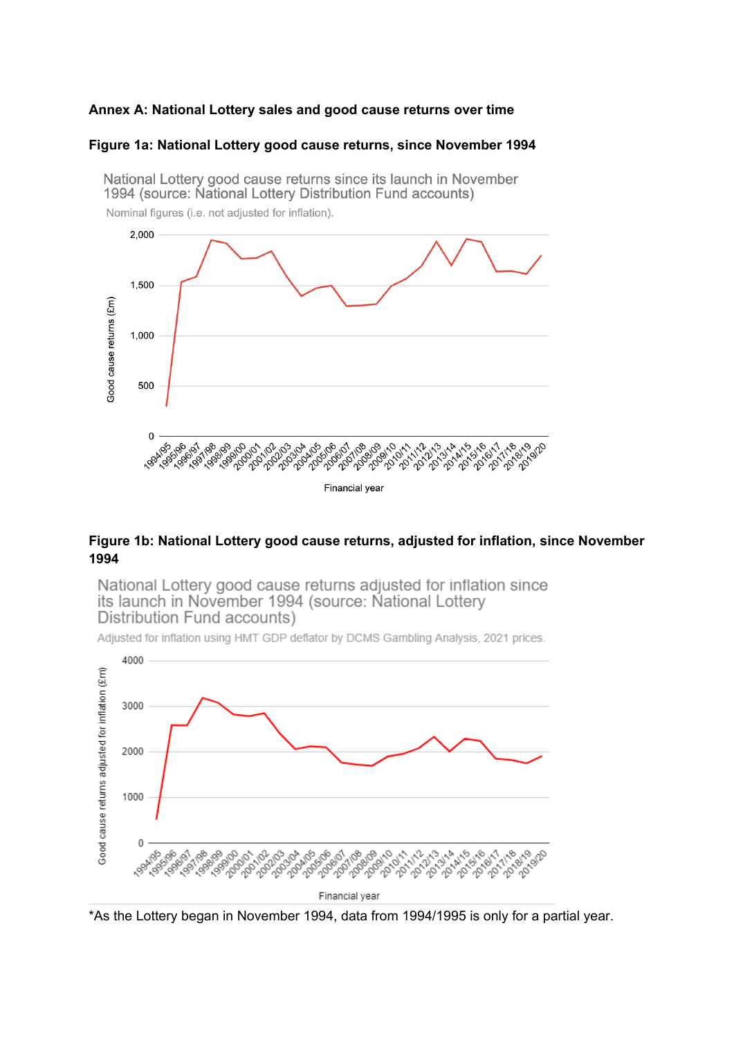## Annex A: National Lottery sales and good cause returns over time

### Figure 1a: National Lottery good cause returns, since November 1994

National Lottery good cause returns since its launch in November 1994 (source: National Lottery Distribution Fund accounts)

Nominal figures (i.e. not adjusted for inflation).

### Figure 1b: National Lottery good cause returns, adjusted for inflation, since November 1994

National Lottery good cause returns adjusted for inflation since its launch in November 1994 (source: National Lottery Distribution Fund accounts)

Adjusted for inflation using HMT GDP deflator by DCMS Gambling Analysis, 2021 prices.

*As the Lottery began in November 1994, data from 1994/1995 is only for a partial year.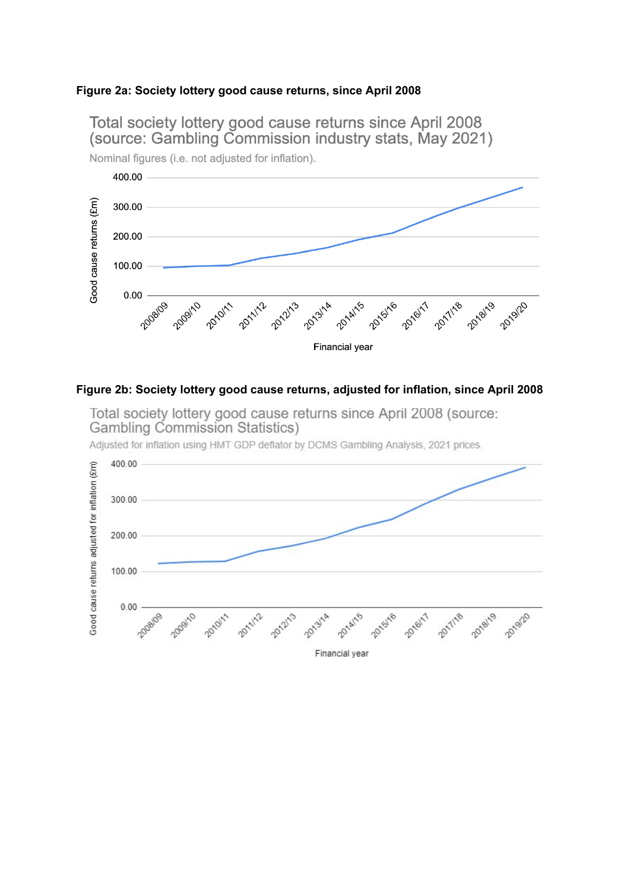**Figure 2a: Society lottery good cause returns, since April 2008**

Total society lottery good cause returns since April 2008 (source: Gambling Commission industry stats, May 2021)

Nominal figures (i.e. not adjusted for inflation).

Good cause returns (£m)

400.00
300.00
200.00
100.00
0.00

2008/09
2009/10
2010/11
2011/12
2012/13
2013/14
2014/15
2015/16
2016/17
2017/18
2018/19
2019/20

Financial year

**Figure 2b: Society lottery good cause returns, adjusted for inflation, since April 2008**

Total society lottery good cause returns since April 2008 (source: Gambling Commission Statistics)

Adjusted for inflation using HMT GDP deflator by DCMS Gambling Analysis, 2021 prices.

Good cause returns adjusted for inflation (£m)

400.00
300.00
200.00
100.00
0.00

2008/09
2009/10
2010/11
2011/12
2012/13
2013/14
2014/15
2015/16
2016/17
2017/18
2018/19
2019/20

Financial year